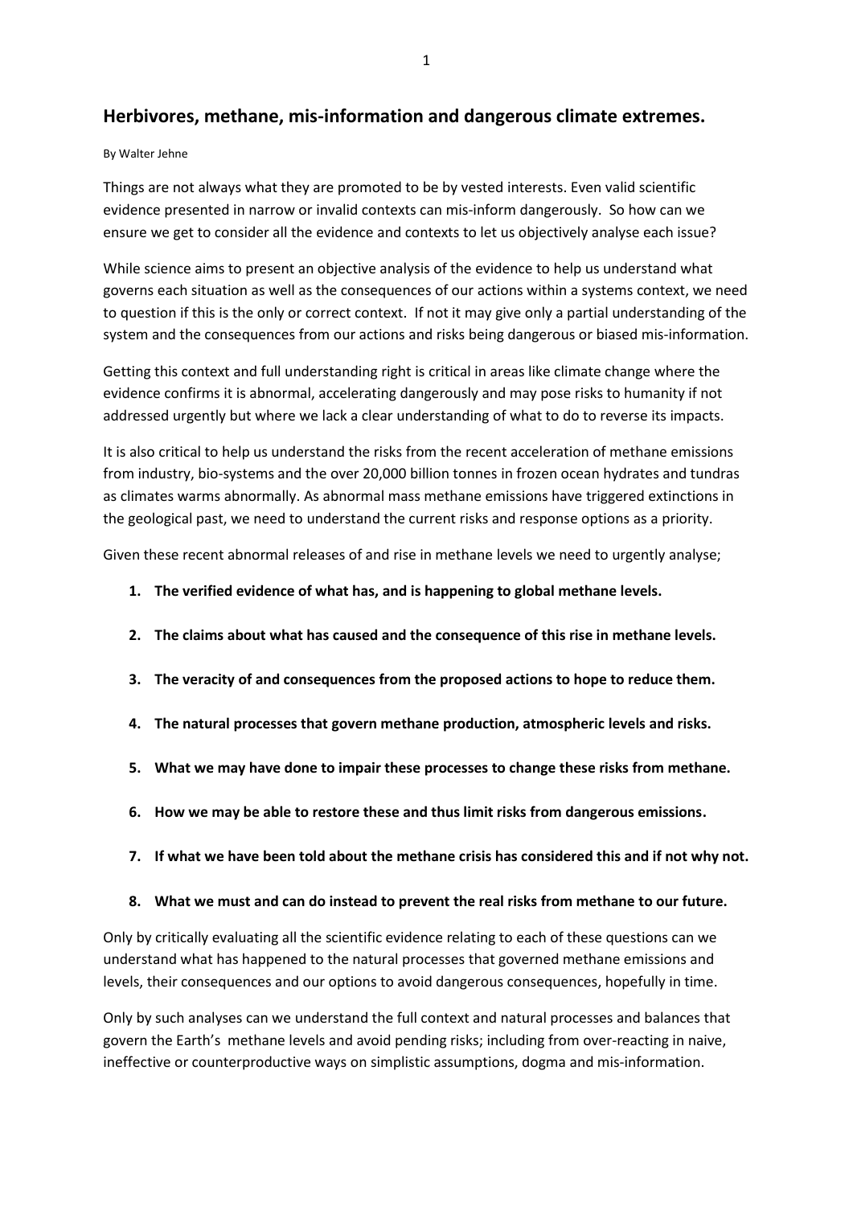## Herbivores, methane, mis-information and dangerous climate extremes.

By Walter Jehne

Things are not always what they are promoted to be by vested interests. Even valid scientific evidence presented in narrow or invalid contexts can mis-inform dangerously. So how can we ensure we get to consider all the evidence and contexts to let us objectively analyse each issue?

While science aims to present an objective analysis of the evidence to help us understand what governs each situation as well as the consequences of our actions within a systems context, we need to question if this is the only or correct context. If not it may give only a partial understanding of the system and the consequences from our actions and risks being dangerous or biased mis-information.

Getting this context and full understanding right is critical in areas like climate change where the evidence confirms it is abnormal, accelerating dangerously and may pose risks to humanity if not addressed urgently but where we lack a clear understanding of what to do to reverse its impacts.

It is also critical to help us understand the risks from the recent acceleration of methane emissions from industry, bio-systems and the over 20,000 billion tonnes in frozen ocean hydrates and tundras as climates warms abnormally. As abnormal mass methane emissions have triggered extinctions in the geological past, we need to understand the current risks and response options as a priority.

Given these recent abnormal releases of and rise in methane levels we need to urgently analyse;

1. **The verified evidence of what has, and is happening to global methane levels.**
2. **The claims about what has caused and the consequence of this rise in methane levels.**
3. **The veracity of and consequences from the proposed actions to hope to reduce them.**
4. **The natural processes that govern methane production, atmospheric levels and risks.**
5. **What we may have done to impair these processes to change these risks from methane.**
6. **How we may be able to restore these and thus limit risks from dangerous emissions.**
7. **If what we have been told about the methane crisis has considered this and if not why not.**
8. **What we must and can do instead to prevent the real risks from methane to our future.**

Only by critically evaluating all the scientific evidence relating to each of these questions can we understand what has happened to the natural processes that governed methane emissions and levels, their consequences and our options to avoid dangerous consequences, hopefully in time.

Only by such analyses can we understand the full context and natural processes and balances that govern the Earth's methane levels and avoid pending risks; including from over-reacting in naive, ineffective or counterproductive ways on simplistic assumptions, dogma and mis-information.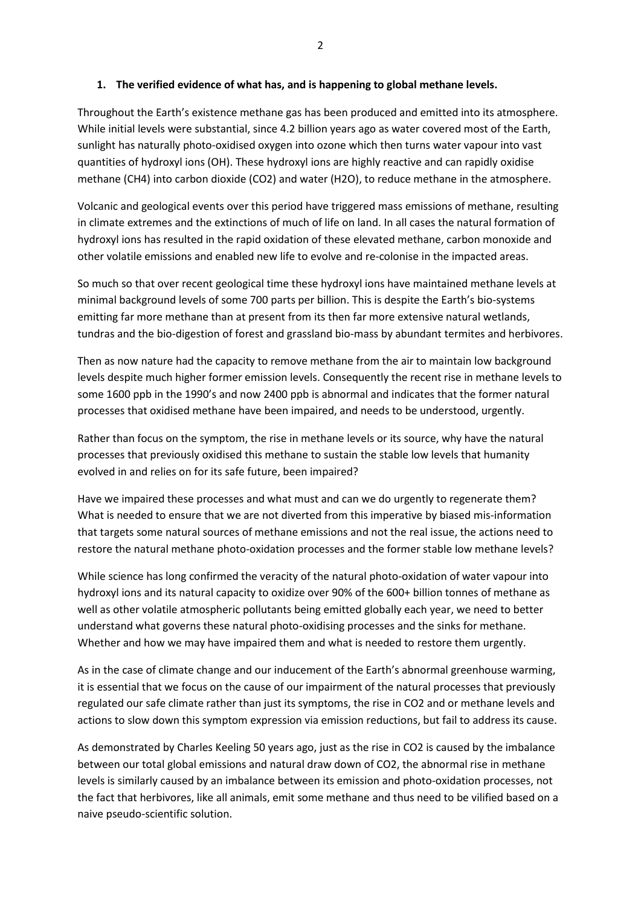## 1. The verified evidence of what has, and is happening to global methane levels.

Throughout the Earth's existence methane gas has been produced and emitted into its atmosphere. While initial levels were substantial, since 4.2 billion years ago as water covered most of the Earth, sunlight has naturally photo-oxidised oxygen into ozone which then turns water vapour into vast quantities of hydroxyl ions (OH). These hydroxyl ions are highly reactive and can rapidly oxidise methane ($CH_4$) into carbon dioxide ($CO_2$) and water ($H_2O$), to reduce methane in the atmosphere.

Volcanic and geological events over this period have triggered mass emissions of methane, resulting in climate extremes and the extinctions of much of life on land. In all cases the natural formation of hydroxyl ions has resulted in the rapid oxidation of these elevated methane, carbon monoxide and other volatile emissions and enabled new life to evolve and re-colonise in the impacted areas.

So much so that over recent geological time these hydroxyl ions have maintained methane levels at minimal background levels of some 700 parts per billion. This is despite the Earth's bio-systems emitting far more methane than at present from its then far more extensive natural wetlands, tundras and the bio-digestion of forest and grassland bio-mass by abundant termites and herbivores.

Then as now nature had the capacity to remove methane from the air to maintain low background levels despite much higher former emission levels. Consequently the recent rise in methane levels to some 1600 ppb in the 1990's and now 2400 ppb is abnormal and indicates that the former natural processes that oxidised methane have been impaired, and needs to be understood, urgently.

Rather than focus on the symptom, the rise in methane levels or its source, why have the natural processes that previously oxidised this methane to sustain the stable low levels that humanity evolved in and relies on for its safe future, been impaired?

Have we impaired these processes and what must and can we do urgently to regenerate them? What is needed to ensure that we are not diverted from this imperative by biased mis-information that targets some natural sources of methane emissions and not the real issue, the actions need to restore the natural methane photo-oxidation processes and the former stable low methane levels?

While science has long confirmed the veracity of the natural photo-oxidation of water vapour into hydroxyl ions and its natural capacity to oxidize over 90% of the 600+ billion tonnes of methane as well as other volatile atmospheric pollutants being emitted globally each year, we need to better understand what governs these natural photo-oxidising processes and the sinks for methane. Whether and how we may have impaired them and what is needed to restore them urgently.

As in the case of climate change and our inducement of the Earth's abnormal greenhouse warming, it is essential that we focus on the cause of our impairment of the natural processes that previously regulated our safe climate rather than just its symptoms, the rise in $CO_2$ and or methane levels and actions to slow down this symptom expression via emission reductions, but fail to address its cause.

As demonstrated by Charles Keeling 50 years ago, just as the rise in $CO_2$ is caused by the imbalance between our total global emissions and natural draw down of $CO_2$, the abnormal rise in methane levels is similarly caused by an imbalance between its emission and photo-oxidation processes, not the fact that herbivores, like all animals, emit some methane and thus need to be vilified based on a naive pseudo-scientific solution.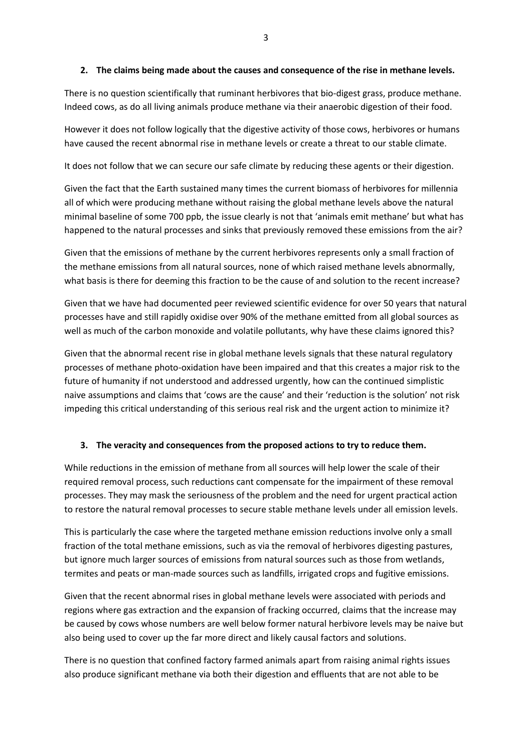**2. The claims being made about the causes and consequence of the rise in methane levels.**

There is no question scientifically that ruminant herbivores that bio-digest grass, produce methane. Indeed cows, as do all living animals produce methane via their anaerobic digestion of their food.

However it does not follow logically that the digestive activity of those cows, herbivores or humans have caused the recent abnormal rise in methane levels or create a threat to our stable climate.

It does not follow that we can secure our safe climate by reducing these agents or their digestion.

Given the fact that the Earth sustained many times the current biomass of herbivores for millennia all of which were producing methane without raising the global methane levels above the natural minimal baseline of some 700 ppb, the issue clearly is not that 'animals emit methane' but what has happened to the natural processes and sinks that previously removed these emissions from the air?

Given that the emissions of methane by the current herbivores represents only a small fraction of the methane emissions from all natural sources, none of which raised methane levels abnormally, what basis is there for deeming this fraction to be the cause of and solution to the recent increase?

Given that we have had documented peer reviewed scientific evidence for over 50 years that natural processes have and still rapidly oxidise over 90% of the methane emitted from all global sources as well as much of the carbon monoxide and volatile pollutants, why have these claims ignored this?

Given that the abnormal recent rise in global methane levels signals that these natural regulatory processes of methane photo-oxidation have been impaired and that this creates a major risk to the future of humanity if not understood and addressed urgently, how can the continued simplistic naive assumptions and claims that 'cows are the cause' and their 'reduction is the solution' not risk impeding this critical understanding of this serious real risk and the urgent action to minimize it?

**3. The veracity and consequences from the proposed actions to try to reduce them.**

While reductions in the emission of methane from all sources will help lower the scale of their required removal process, such reductions cant compensate for the impairment of these removal processes. They may mask the seriousness of the problem and the need for urgent practical action to restore the natural removal processes to secure stable methane levels under all emission levels.

This is particularly the case where the targeted methane emission reductions involve only a small fraction of the total methane emissions, such as via the removal of herbivores digesting pastures, but ignore much larger sources of emissions from natural sources such as those from wetlands, termites and peats or man-made sources such as landfills, irrigated crops and fugitive emissions.

Given that the recent abnormal rises in global methane levels were associated with periods and regions where gas extraction and the expansion of fracking occurred, claims that the increase may be caused by cows whose numbers are well below former natural herbivore levels may be naive but also being used to cover up the far more direct and likely causal factors and solutions.

There is no question that confined factory farmed animals apart from raising animal rights issues also produce significant methane via both their digestion and effluents that are not able to be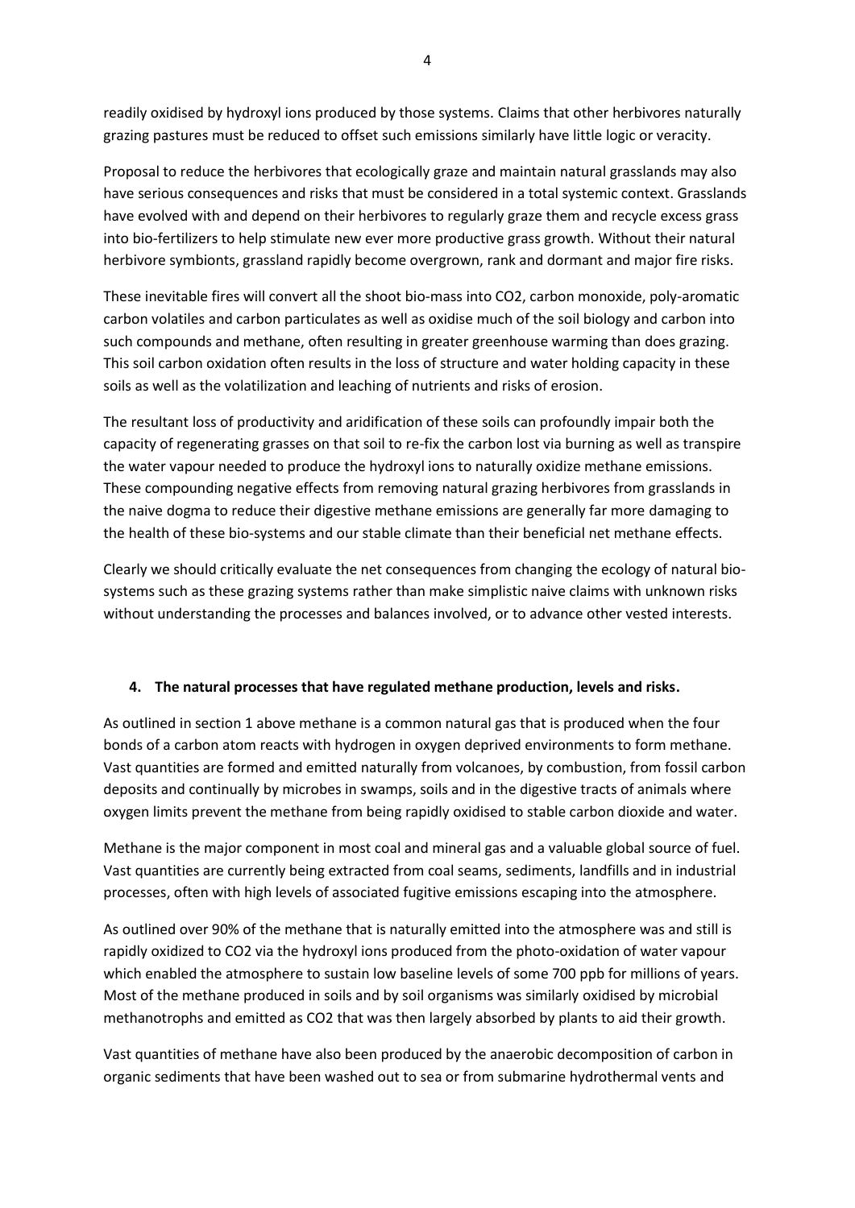readily oxidised by hydroxyl ions produced by those systems. Claims that other herbivores naturally grazing pastures must be reduced to offset such emissions similarly have little logic or veracity.

Proposal to reduce the herbivores that ecologically graze and maintain natural grasslands may also have serious consequences and risks that must be considered in a total systemic context. Grasslands have evolved with and depend on their herbivores to regularly graze them and recycle excess grass into bio-fertilizers to help stimulate new ever more productive grass growth. Without their natural herbivore symbionts, grassland rapidly become overgrown, rank and dormant and major fire risks.

These inevitable fires will convert all the shoot bio-mass into $CO_2$, carbon monoxide, poly-aromatic carbon volatiles and carbon particulates as well as oxidise much of the soil biology and carbon into such compounds and methane, often resulting in greater greenhouse warming than does grazing. This soil carbon oxidation often results in the loss of structure and water holding capacity in these soils as well as the volatilization and leaching of nutrients and risks of erosion.

The resultant loss of productivity and aridification of these soils can profoundly impair both the capacity of regenerating grasses on that soil to re-fix the carbon lost via burning as well as transpire the water vapour needed to produce the hydroxyl ions to naturally oxidize methane emissions. These compounding negative effects from removing natural grazing herbivores from grasslands in the naive dogma to reduce their digestive methane emissions are generally far more damaging to the health of these bio-systems and our stable climate than their beneficial net methane effects.

Clearly we should critically evaluate the net consequences from changing the ecology of natural bio-systems such as these grazing systems rather than make simplistic naive claims with unknown risks without understanding the processes and balances involved, or to advance other vested interests.

## 4. The natural processes that have regulated methane production, levels and risks.

As outlined in section 1 above methane is a common natural gas that is produced when the four bonds of a carbon atom reacts with hydrogen in oxygen deprived environments to form methane. Vast quantities are formed and emitted naturally from volcanoes, by combustion, from fossil carbon deposits and continually by microbes in swamps, soils and in the digestive tracts of animals where oxygen limits prevent the methane from being rapidly oxidised to stable carbon dioxide and water.

Methane is the major component in most coal and mineral gas and a valuable global source of fuel. Vast quantities are currently being extracted from coal seams, sediments, landfills and in industrial processes, often with high levels of associated fugitive emissions escaping into the atmosphere.

As outlined over 90% of the methane that is naturally emitted into the atmosphere was and still is rapidly oxidized to $CO_2$ via the hydroxyl ions produced from the photo-oxidation of water vapour which enabled the atmosphere to sustain low baseline levels of some 700 ppb for millions of years. Most of the methane produced in soils and by soil organisms was similarly oxidised by microbial methanotrophs and emitted as $CO_2$ that was then largely absorbed by plants to aid their growth.

Vast quantities of methane have also been produced by the anaerobic decomposition of carbon in organic sediments that have been washed out to sea or from submarine hydrothermal vents and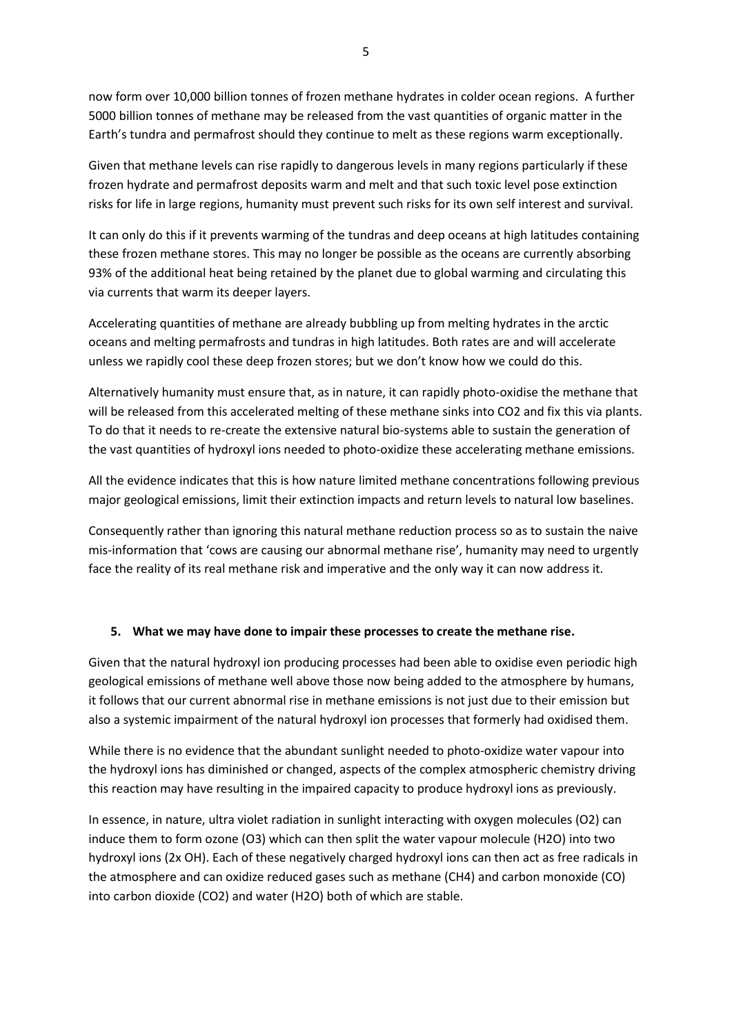now form over 10,000 billion tonnes of frozen methane hydrates in colder ocean regions. A further 5000 billion tonnes of methane may be released from the vast quantities of organic matter in the Earth's tundra and permafrost should they continue to melt as these regions warm exceptionally.

Given that methane levels can rise rapidly to dangerous levels in many regions particularly if these frozen hydrate and permafrost deposits warm and melt and that such toxic level pose extinction risks for life in large regions, humanity must prevent such risks for its own self interest and survival.

It can only do this if it prevents warming of the tundras and deep oceans at high latitudes containing these frozen methane stores. This may no longer be possible as the oceans are currently absorbing 93% of the additional heat being retained by the planet due to global warming and circulating this via currents that warm its deeper layers.

Accelerating quantities of methane are already bubbling up from melting hydrates in the arctic oceans and melting permafrosts and tundras in high latitudes. Both rates are and will accelerate unless we rapidly cool these deep frozen stores; but we don't know how we could do this.

Alternatively humanity must ensure that, as in nature, it can rapidly photo-oxidise the methane that will be released from this accelerated melting of these methane sinks into CO2 and fix this via plants. To do that it needs to re-create the extensive natural bio-systems able to sustain the generation of the vast quantities of hydroxyl ions needed to photo-oxidize these accelerating methane emissions.

All the evidence indicates that this is how nature limited methane concentrations following previous major geological emissions, limit their extinction impacts and return levels to natural low baselines.

Consequently rather than ignoring this natural methane reduction process so as to sustain the naive mis-information that 'cows are causing our abnormal methane rise', humanity may need to urgently face the reality of its real methane risk and imperative and the only way it can now address it.

## 5. What we may have done to impair these processes to create the methane rise.

Given that the natural hydroxyl ion producing processes had been able to oxidise even periodic high geological emissions of methane well above those now being added to the atmosphere by humans, it follows that our current abnormal rise in methane emissions is not just due to their emission but also a systemic impairment of the natural hydroxyl ion processes that formerly had oxidised them.

While there is no evidence that the abundant sunlight needed to photo-oxidize water vapour into the hydroxyl ions has diminished or changed, aspects of the complex atmospheric chemistry driving this reaction may have resulting in the impaired capacity to produce hydroxyl ions as previously.

In essence, in nature, ultra violet radiation in sunlight interacting with oxygen molecules ($O_2$) can induce them to form ozone ($O_3$) which can then split the water vapour molecule ($H_2O$) into two hydroxyl ions (2x $OH$). Each of these negatively charged hydroxyl ions can then act as free radicals in the atmosphere and can oxidize reduced gases such as methane ($CH_4$) and carbon monoxide ($CO$) into carbon dioxide ($CO_2$) and water ($H_2O$) both of which are stable.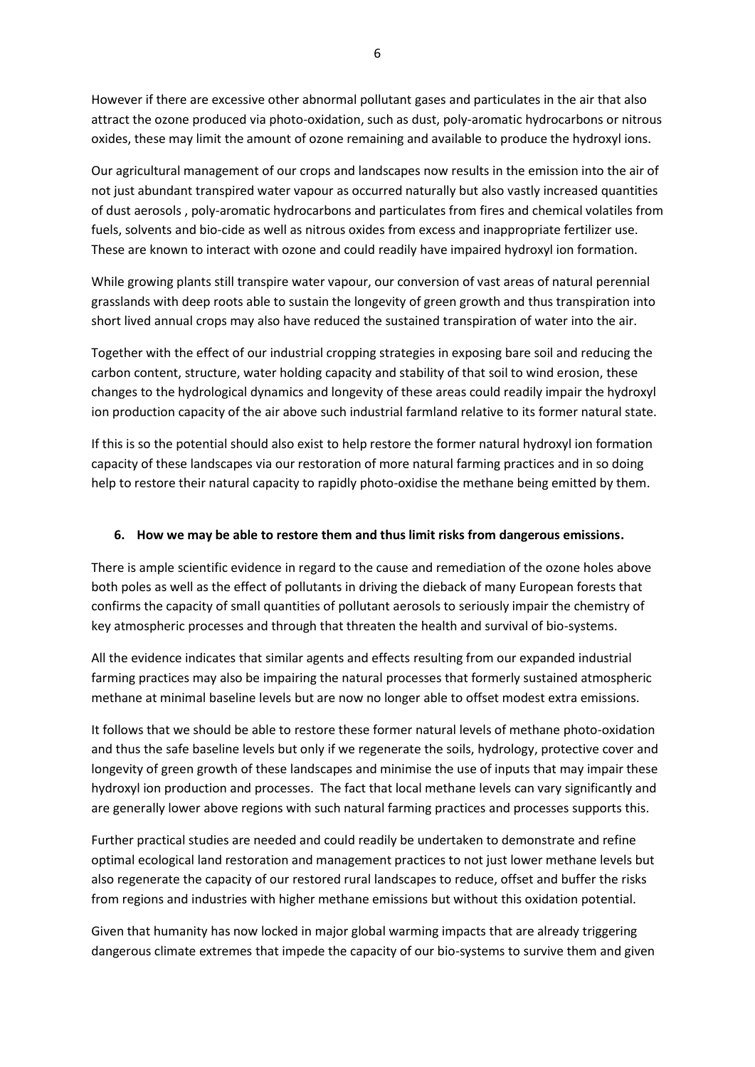However if there are excessive other abnormal pollutant gases and particulates in the air that also attract the ozone produced via photo-oxidation, such as dust, poly-aromatic hydrocarbons or nitrous oxides, these may limit the amount of ozone remaining and available to produce the hydroxyl ions.

Our agricultural management of our crops and landscapes now results in the emission into the air of not just abundant transpired water vapour as occurred naturally but also vastly increased quantities of dust aerosols , poly-aromatic hydrocarbons and particulates from fires and chemical volatiles from fuels, solvents and bio-cide as well as nitrous oxides from excess and inappropriate fertilizer use. These are known to interact with ozone and could readily have impaired hydroxyl ion formation.

While growing plants still transpire water vapour, our conversion of vast areas of natural perennial grasslands with deep roots able to sustain the longevity of green growth and thus transpiration into short lived annual crops may also have reduced the sustained transpiration of water into the air.

Together with the effect of our industrial cropping strategies in exposing bare soil and reducing the carbon content, structure, water holding capacity and stability of that soil to wind erosion, these changes to the hydrological dynamics and longevity of these areas could readily impair the hydroxyl ion production capacity of the air above such industrial farmland relative to its former natural state.

If this is so the potential should also exist to help restore the former natural hydroxyl ion formation capacity of these landscapes via our restoration of more natural farming practices and in so doing help to restore their natural capacity to rapidly photo-oxidise the methane being emitted by them.

## 6. How we may be able to restore them and thus limit risks from dangerous emissions.

There is ample scientific evidence in regard to the cause and remediation of the ozone holes above both poles as well as the effect of pollutants in driving the dieback of many European forests that confirms the capacity of small quantities of pollutant aerosols to seriously impair the chemistry of key atmospheric processes and through that threaten the health and survival of bio-systems.

All the evidence indicates that similar agents and effects resulting from our expanded industrial farming practices may also be impairing the natural processes that formerly sustained atmospheric methane at minimal baseline levels but are now no longer able to offset modest extra emissions.

It follows that we should be able to restore these former natural levels of methane photo-oxidation and thus the safe baseline levels but only if we regenerate the soils, hydrology, protective cover and longevity of green growth of these landscapes and minimise the use of inputs that may impair these hydroxyl ion production and processes. The fact that local methane levels can vary significantly and are generally lower above regions with such natural farming practices and processes supports this.

Further practical studies are needed and could readily be undertaken to demonstrate and refine optimal ecological land restoration and management practices to not just lower methane levels but also regenerate the capacity of our restored rural landscapes to reduce, offset and buffer the risks from regions and industries with higher methane emissions but without this oxidation potential.

Given that humanity has now locked in major global warming impacts that are already triggering dangerous climate extremes that impede the capacity of our bio-systems to survive them and given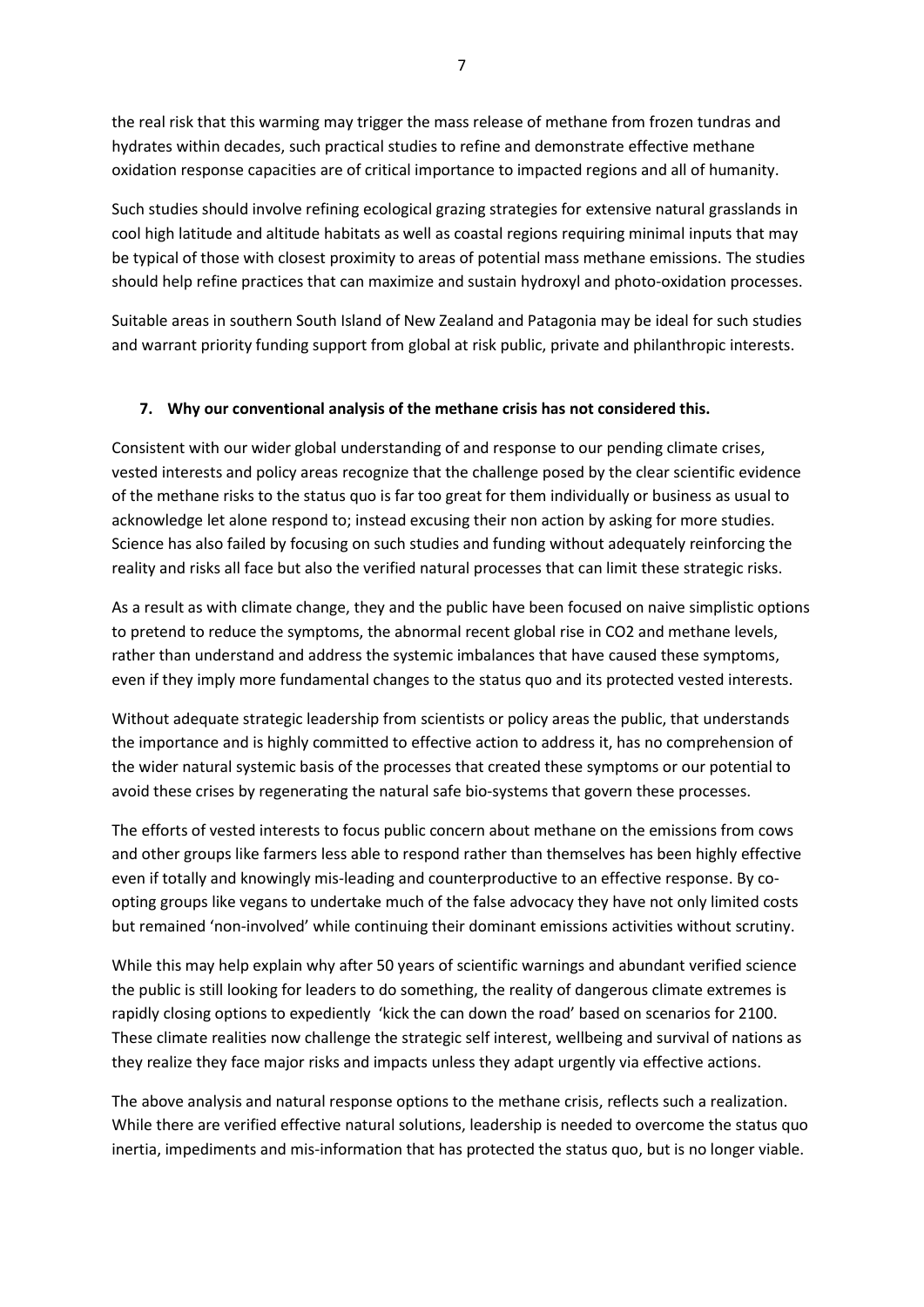the real risk that this warming may trigger the mass release of methane from frozen tundras and hydrates within decades, such practical studies to refine and demonstrate effective methane oxidation response capacities are of critical importance to impacted regions and all of humanity.

Such studies should involve refining ecological grazing strategies for extensive natural grasslands in cool high latitude and altitude habitats as well as coastal regions requiring minimal inputs that may be typical of those with closest proximity to areas of potential mass methane emissions. The studies should help refine practices that can maximize and sustain hydroxyl and photo-oxidation processes.

Suitable areas in southern South Island of New Zealand and Patagonia may be ideal for such studies and warrant priority funding support from global at risk public, private and philanthropic interests.

## 7. Why our conventional analysis of the methane crisis has not considered this.

Consistent with our wider global understanding of and response to our pending climate crises, vested interests and policy areas recognize that the challenge posed by the clear scientific evidence of the methane risks to the status quo is far too great for them individually or business as usual to acknowledge let alone respond to; instead excusing their non action by asking for more studies. Science has also failed by focusing on such studies and funding without adequately reinforcing the reality and risks all face but also the verified natural processes that can limit these strategic risks.

As a result as with climate change, they and the public have been focused on naive simplistic options to pretend to reduce the symptoms, the abnormal recent global rise in $CO_2$ and methane levels, rather than understand and address the systemic imbalances that have caused these symptoms, even if they imply more fundamental changes to the status quo and its protected vested interests.

Without adequate strategic leadership from scientists or policy areas the public, that understands the importance and is highly committed to effective action to address it, has no comprehension of the wider natural systemic basis of the processes that created these symptoms or our potential to avoid these crises by regenerating the natural safe bio-systems that govern these processes.

The efforts of vested interests to focus public concern about methane on the emissions from cows and other groups like farmers less able to respond rather than themselves has been highly effective even if totally and knowingly mis-leading and counterproductive to an effective response. By co-opting groups like vegans to undertake much of the false advocacy they have not only limited costs but remained 'non-involved' while continuing their dominant emissions activities without scrutiny.

While this may help explain why after 50 years of scientific warnings and abundant verified science the public is still looking for leaders to do something, the reality of dangerous climate extremes is rapidly closing options to expediently 'kick the can down the road' based on scenarios for 2100. These climate realities now challenge the strategic self interest, wellbeing and survival of nations as they realize they face major risks and impacts unless they adapt urgently via effective actions.

The above analysis and natural response options to the methane crisis, reflects such a realization. While there are verified effective natural solutions, leadership is needed to overcome the status quo inertia, impediments and mis-information that has protected the status quo, but is no longer viable.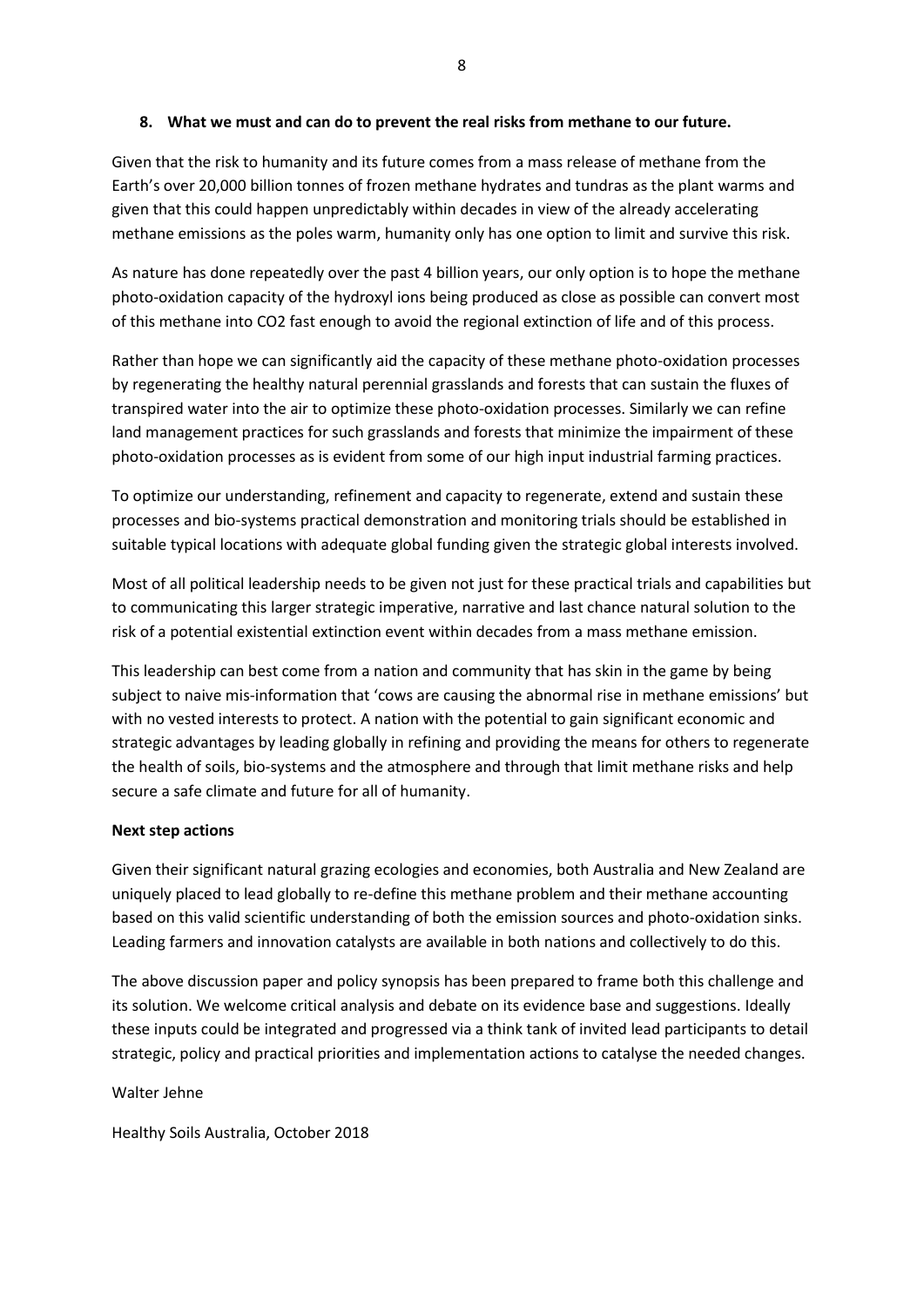## 8. What we must and can do to prevent the real risks from methane to our future.

Given that the risk to humanity and its future comes from a mass release of methane from the Earth's over 20,000 billion tonnes of frozen methane hydrates and tundras as the plant warms and given that this could happen unpredictably within decades in view of the already accelerating methane emissions as the poles warm, humanity only has one option to limit and survive this risk.

As nature has done repeatedly over the past 4 billion years, our only option is to hope the methane photo-oxidation capacity of the hydroxyl ions being produced as close as possible can convert most of this methane into $CO_2$ fast enough to avoid the regional extinction of life and of this process.

Rather than hope we can significantly aid the capacity of these methane photo-oxidation processes by regenerating the healthy natural perennial grasslands and forests that can sustain the fluxes of transpired water into the air to optimize these photo-oxidation processes. Similarly we can refine land management practices for such grasslands and forests that minimize the impairment of these photo-oxidation processes as is evident from some of our high input industrial farming practices.

To optimize our understanding, refinement and capacity to regenerate, extend and sustain these processes and bio-systems practical demonstration and monitoring trials should be established in suitable typical locations with adequate global funding given the strategic global interests involved.

Most of all political leadership needs to be given not just for these practical trials and capabilities but to communicating this larger strategic imperative, narrative and last chance natural solution to the risk of a potential existential extinction event within decades from a mass methane emission.

This leadership can best come from a nation and community that has skin in the game by being subject to naive mis-information that 'cows are causing the abnormal rise in methane emissions' but with no vested interests to protect. A nation with the potential to gain significant economic and strategic advantages by leading globally in refining and providing the means for others to regenerate the health of soils, bio-systems and the atmosphere and through that limit methane risks and help secure a safe climate and future for all of humanity.

**Next step actions**

Given their significant natural grazing ecologies and economies, both Australia and New Zealand are uniquely placed to lead globally to re-define this methane problem and their methane accounting based on this valid scientific understanding of both the emission sources and photo-oxidation sinks. Leading farmers and innovation catalysts are available in both nations and collectively to do this.

The above discussion paper and policy synopsis has been prepared to frame both this challenge and its solution. We welcome critical analysis and debate on its evidence base and suggestions. Ideally these inputs could be integrated and progressed via a think tank of invited lead participants to detail strategic, policy and practical priorities and implementation actions to catalyse the needed changes.

Walter Jehne

Healthy Soils Australia, October 2018